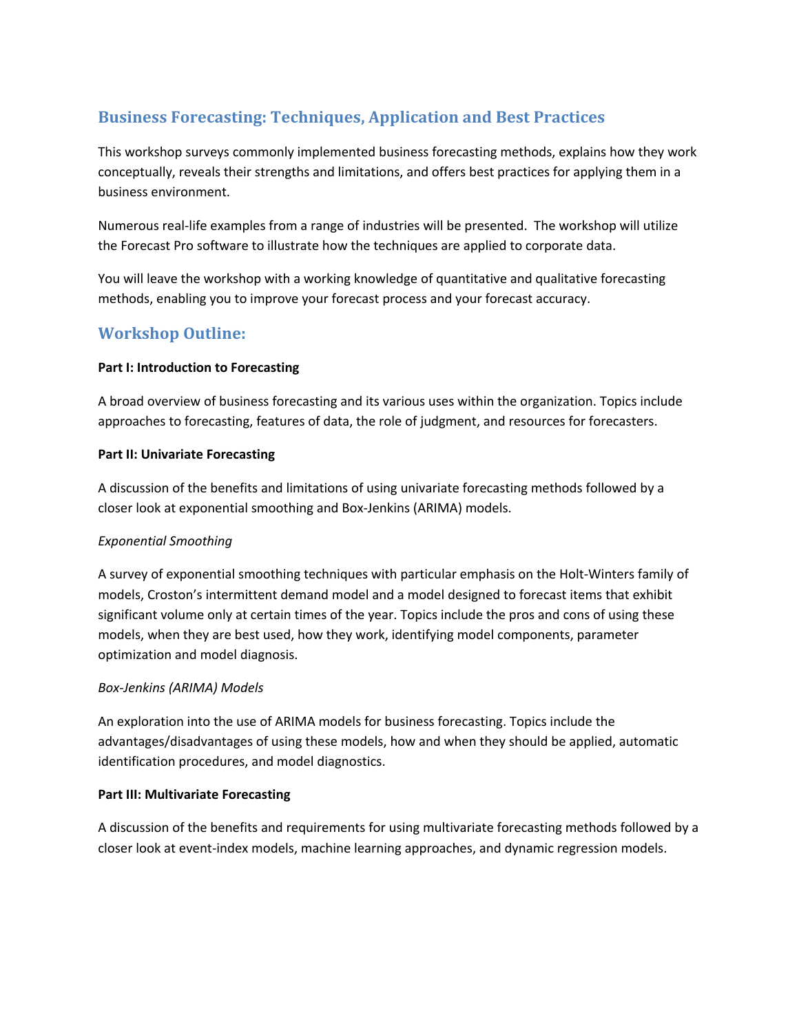## Business Forecasting: Techniques, Application and Best Practices

This workshop surveys commonly implemented business forecasting methods, explains how they work conceptually, reveals their strengths and limitations, and offers best practices for applying them in a business environment.

Numerous real-life examples from a range of industries will be presented. The workshop will utilize the Forecast Pro software to illustrate how the techniques are applied to corporate data.

You will leave the workshop with a working knowledge of quantitative and qualitative forecasting methods, enabling you to improve your forecast process and your forecast accuracy.

## Workshop Outline:

**Part I: Introduction to Forecasting**

A broad overview of business forecasting and its various uses within the organization. Topics include approaches to forecasting, features of data, the role of judgment, and resources for forecasters.

**Part II: Univariate Forecasting**

A discussion of the benefits and limitations of using univariate forecasting methods followed by a closer look at exponential smoothing and Box-Jenkins (ARIMA) models.

*Exponential Smoothing*

A survey of exponential smoothing techniques with particular emphasis on the Holt-Winters family of models, Croston's intermittent demand model and a model designed to forecast items that exhibit significant volume only at certain times of the year. Topics include the pros and cons of using these models, when they are best used, how they work, identifying model components, parameter optimization and model diagnosis.

*Box-Jenkins (ARIMA) Models*

An exploration into the use of ARIMA models for business forecasting. Topics include the advantages/disadvantages of using these models, how and when they should be applied, automatic identification procedures, and model diagnostics.

**Part III: Multivariate Forecasting**

A discussion of the benefits and requirements for using multivariate forecasting methods followed by a closer look at event-index models, machine learning approaches, and dynamic regression models.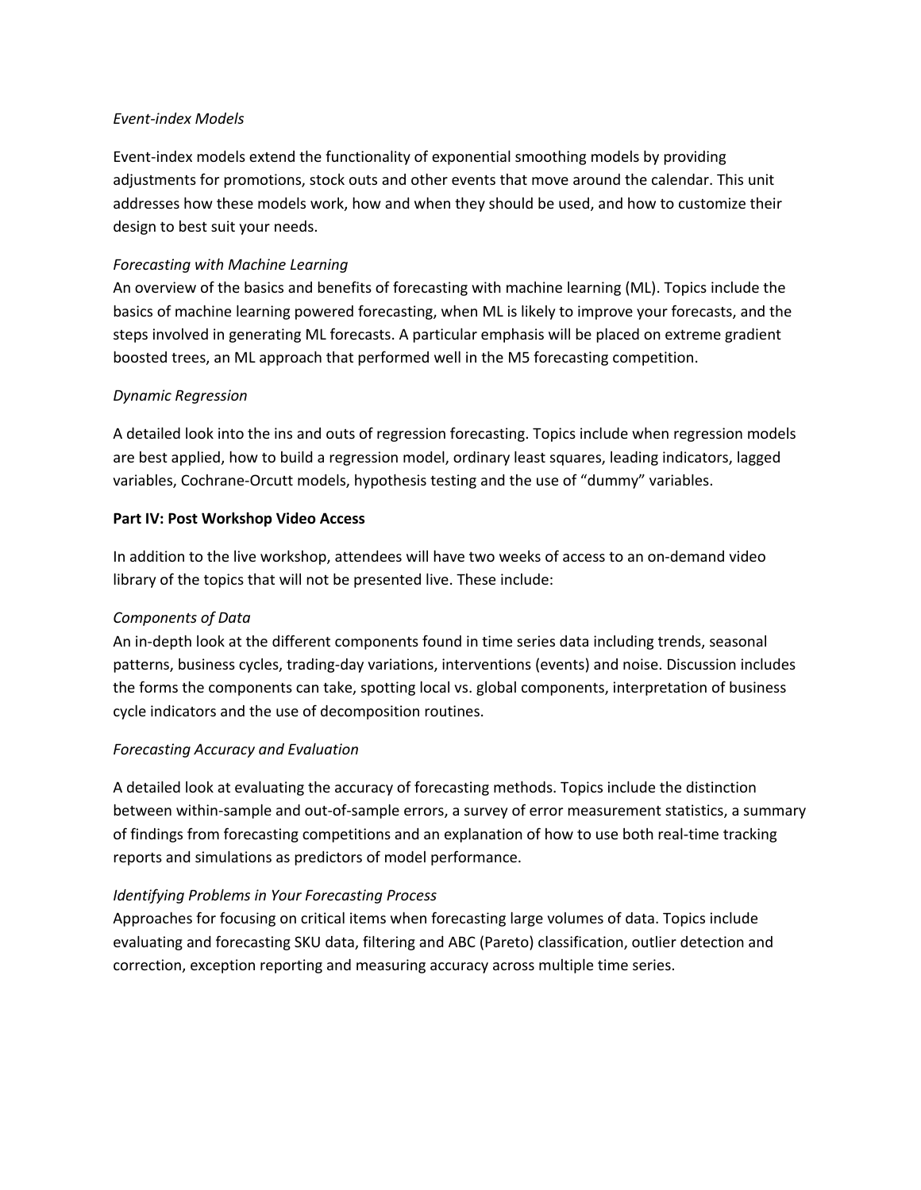*Event-index Models*

Event-index models extend the functionality of exponential smoothing models by providing adjustments for promotions, stock outs and other events that move around the calendar. This unit addresses how these models work, how and when they should be used, and how to customize their design to best suit your needs.

*Forecasting with Machine Learning*

An overview of the basics and benefits of forecasting with machine learning (ML). Topics include the basics of machine learning powered forecasting, when ML is likely to improve your forecasts, and the steps involved in generating ML forecasts. A particular emphasis will be placed on extreme gradient boosted trees, an ML approach that performed well in the M5 forecasting competition.

*Dynamic Regression*

A detailed look into the ins and outs of regression forecasting. Topics include when regression models are best applied, how to build a regression model, ordinary least squares, leading indicators, lagged variables, Cochrane-Orcutt models, hypothesis testing and the use of "dummy" variables.

**Part IV: Post Workshop Video Access**

In addition to the live workshop, attendees will have two weeks of access to an on-demand video library of the topics that will not be presented live. These include:

*Components of Data*

An in-depth look at the different components found in time series data including trends, seasonal patterns, business cycles, trading-day variations, interventions (events) and noise. Discussion includes the forms the components can take, spotting local vs. global components, interpretation of business cycle indicators and the use of decomposition routines.

*Forecasting Accuracy and Evaluation*

A detailed look at evaluating the accuracy of forecasting methods. Topics include the distinction between within-sample and out-of-sample errors, a survey of error measurement statistics, a summary of findings from forecasting competitions and an explanation of how to use both real-time tracking reports and simulations as predictors of model performance.

*Identifying Problems in Your Forecasting Process*

Approaches for focusing on critical items when forecasting large volumes of data. Topics include evaluating and forecasting SKU data, filtering and ABC (Pareto) classification, outlier detection and correction, exception reporting and measuring accuracy across multiple time series.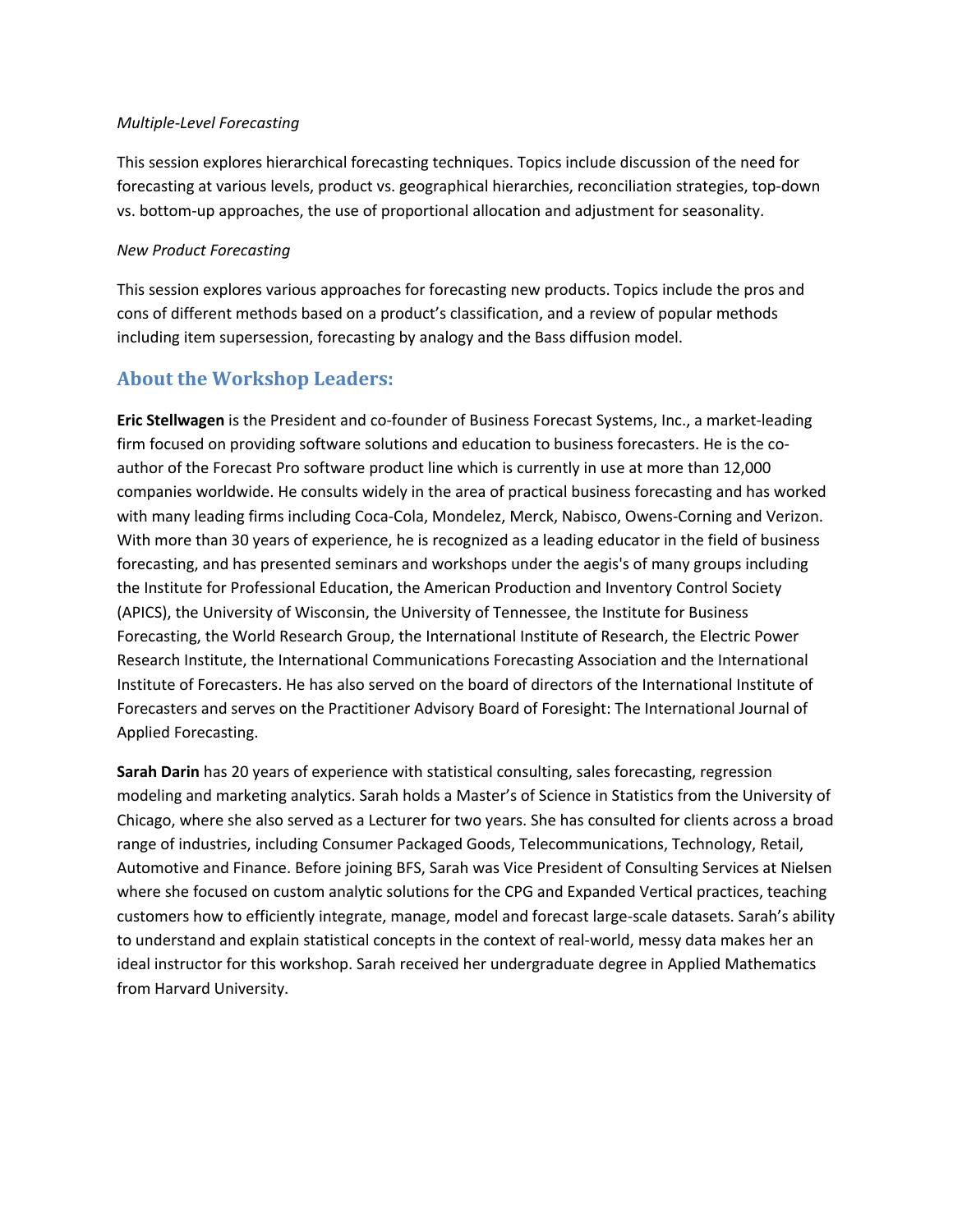*Multiple-Level Forecasting*

This session explores hierarchical forecasting techniques. Topics include discussion of the need for forecasting at various levels, product vs. geographical hierarchies, reconciliation strategies, top-down vs. bottom-up approaches, the use of proportional allocation and adjustment for seasonality.

*New Product Forecasting*

This session explores various approaches for forecasting new products. Topics include the pros and cons of different methods based on a product's classification, and a review of popular methods including item supersession, forecasting by analogy and the Bass diffusion model.

## About the Workshop Leaders:

**Eric Stellwagen** is the President and co-founder of Business Forecast Systems, Inc., a market-leading firm focused on providing software solutions and education to business forecasters. He is the co-author of the Forecast Pro software product line which is currently in use at more than 12,000 companies worldwide. He consults widely in the area of practical business forecasting and has worked with many leading firms including Coca-Cola, Mondelez, Merck, Nabisco, Owens-Corning and Verizon. With more than 30 years of experience, he is recognized as a leading educator in the field of business forecasting, and has presented seminars and workshops under the aegis's of many groups including the Institute for Professional Education, the American Production and Inventory Control Society (APICS), the University of Wisconsin, the University of Tennessee, the Institute for Business Forecasting, the World Research Group, the International Institute of Research, the Electric Power Research Institute, the International Communications Forecasting Association and the International Institute of Forecasters. He has also served on the board of directors of the International Institute of Forecasters and serves on the Practitioner Advisory Board of Foresight: The International Journal of Applied Forecasting.

**Sarah Darin** has 20 years of experience with statistical consulting, sales forecasting, regression modeling and marketing analytics. Sarah holds a Master's of Science in Statistics from the University of Chicago, where she also served as a Lecturer for two years. She has consulted for clients across a broad range of industries, including Consumer Packaged Goods, Telecommunications, Technology, Retail, Automotive and Finance. Before joining BFS, Sarah was Vice President of Consulting Services at Nielsen where she focused on custom analytic solutions for the CPG and Expanded Vertical practices, teaching customers how to efficiently integrate, manage, model and forecast large-scale datasets. Sarah's ability to understand and explain statistical concepts in the context of real-world, messy data makes her an ideal instructor for this workshop. Sarah received her undergraduate degree in Applied Mathematics from Harvard University.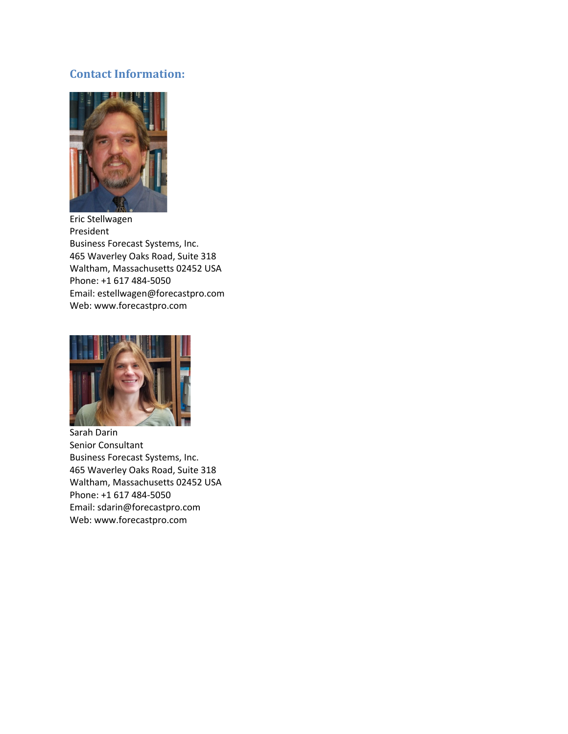## Contact Information:

Eric Stellwagen
President
Business Forecast Systems, Inc.
465 Waverley Oaks Road, Suite 318
Waltham, Massachusetts 02452 USA
Phone: +1 617 484-5050
Email: estellwagen@forecastpro.com
Web: www.forecastpro.com

Sarah Darin
Senior Consultant
Business Forecast Systems, Inc.
465 Waverley Oaks Road, Suite 318
Waltham, Massachusetts 02452 USA
Phone: +1 617 484-5050
Email: sdarin@forecastpro.com
Web: www.forecastpro.com